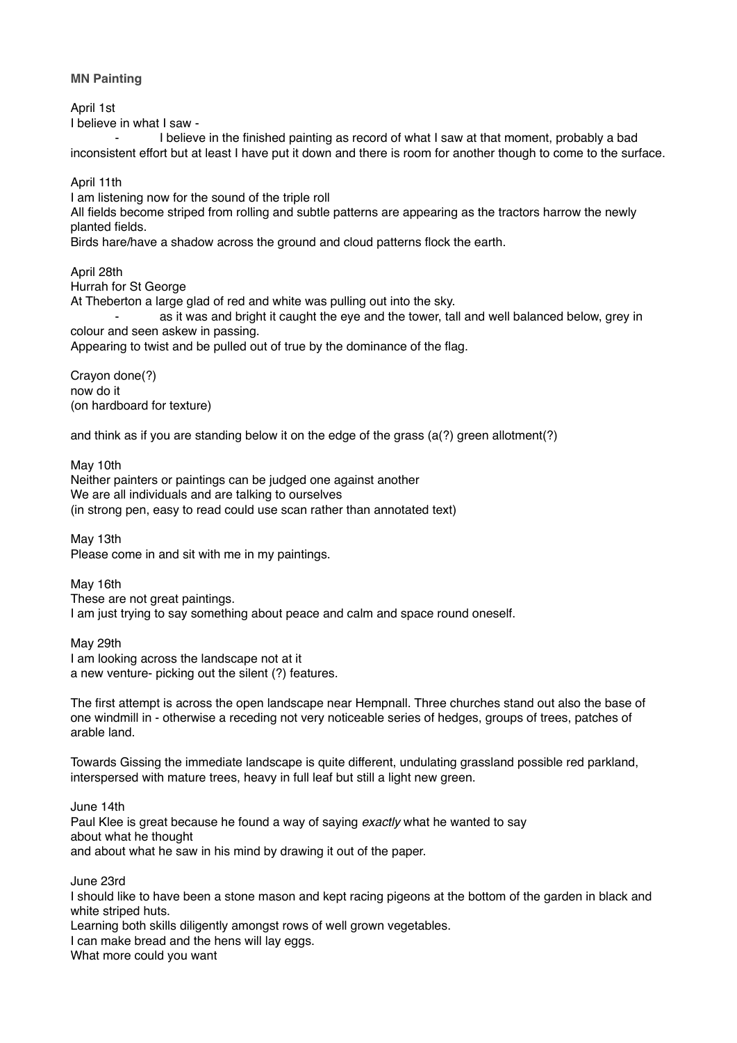**MN Painting**

April 1st
I believe in what I saw -

- I believe in the finished painting as record of what I saw at that moment, probably a bad inconsistent effort but at least I have put it down and there is room for another though to come to the surface.

April 11th
I am listening now for the sound of the triple roll
All fields become striped from rolling and subtle patterns are appearing as the tractors harrow the newly planted fields.
Birds hare/have a shadow across the ground and cloud patterns flock the earth.

April 28th
Hurrah for St George
At Theberton a large glad of red and white was pulling out into the sky.

- as it was and bright it caught the eye and the tower, tall and well balanced below, grey in colour and seen askew in passing.

Appearing to twist and be pulled out of true by the dominance of the flag.

Crayon done(?)
now do it
(on hardboard for texture)

and think as if you are standing below it on the edge of the grass (a(?) green allotment(?)

May 10th
Neither painters or paintings can be judged one against another
We are all individuals and are talking to ourselves
(in strong pen, easy to read could use scan rather than annotated text)

May 13th
Please come in and sit with me in my paintings.

May 16th
These are not great paintings.
I am just trying to say something about peace and calm and space round oneself.

May 29th
I am looking across the landscape not at it
a new venture- picking out the silent (?) features.

The first attempt is across the open landscape near Hempnall. Three churches stand out also the base of one windmill in - otherwise a receding not very noticeable series of hedges, groups of trees, patches of arable land.

Towards Gissing the immediate landscape is quite different, undulating grassland possible red parkland, interspersed with mature trees, heavy in full leaf but still a light new green.

June 14th
Paul Klee is great because he found a way of saying *exactly* what he wanted to say
about what he thought
and about what he saw in his mind by drawing it out of the paper.

June 23rd
I should like to have been a stone mason and kept racing pigeons at the bottom of the garden in black and white striped huts.
Learning both skills diligently amongst rows of well grown vegetables.
I can make bread and the hens will lay eggs.
What more could you want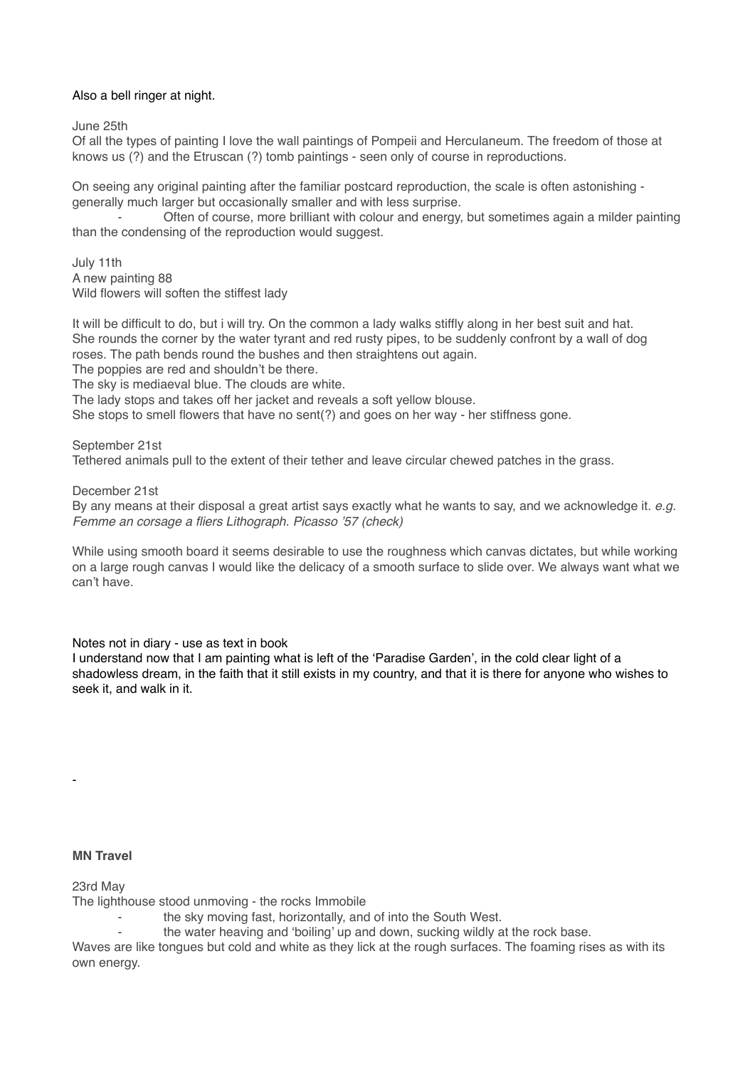Also a bell ringer at night.

June 25th
Of all the types of painting I love the wall paintings of Pompeii and Herculaneum. The freedom of those at knows us (?) and the Etruscan (?) tomb paintings - seen only of course in reproductions.

On seeing any original painting after the familiar postcard reproduction, the scale is often astonishing - generally much larger but occasionally smaller and with less surprise.

- Often of course, more brilliant with colour and energy, but sometimes again a milder painting than the condensing of the reproduction would suggest.

July 11th
A new painting 88
Wild flowers will soften the stiffest lady

It will be difficult to do, but i will try. On the common a lady walks stiffly along in her best suit and hat. She rounds the corner by the water tyrant and red rusty pipes, to be suddenly confront by a wall of dog roses. The path bends round the bushes and then straightens out again.
The poppies are red and shouldn't be there.
The sky is mediaeval blue. The clouds are white.
The lady stops and takes off her jacket and reveals a soft yellow blouse.
She stops to smell flowers that have no sent(?) and goes on her way - her stiffness gone.

September 21st
Tethered animals pull to the extent of their tether and leave circular chewed patches in the grass.

December 21st
By any means at their disposal a great artist says exactly what he wants to say, and we acknowledge it. *e.g. Femme an corsage a fliers Lithograph. Picasso '57 (check)*

While using smooth board it seems desirable to use the roughness which canvas dictates, but while working on a large rough canvas I would like the delicacy of a smooth surface to slide over. We always want what we can't have.

Notes not in diary - use as text in book
I understand now that I am painting what is left of the 'Paradise Garden', in the cold clear light of a shadowless dream, in the faith that it still exists in my country, and that it is there for anyone who wishes to seek it, and walk in it.

-

**MN Travel**

23rd May
The lighthouse stood unmoving - the rocks Immobile

- the sky moving fast, horizontally, and of into the South West.
- the water heaving and 'boiling' up and down, sucking wildly at the rock base.

Waves are like tongues but cold and white as they lick at the rough surfaces. The foaming rises as with its own energy.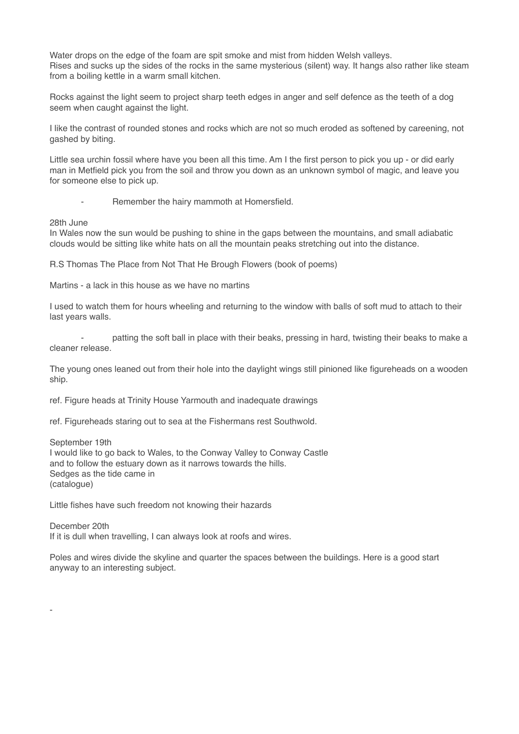Water drops on the edge of the foam are spit smoke and mist from hidden Welsh valleys.
Rises and sucks up the sides of the rocks in the same mysterious (silent) way. It hangs also rather like steam from a boiling kettle in a warm small kitchen.

Rocks against the light seem to project sharp teeth edges in anger and self defence as the teeth of a dog seem when caught against the light.

I like the contrast of rounded stones and rocks which are not so much eroded as softened by careening, not gashed by biting.

Little sea urchin fossil where have you been all this time. Am I the first person to pick you up - or did early man in Metfield pick you from the soil and throw you down as an unknown symbol of magic, and leave you for someone else to pick up.

- Remember the hairy mammoth at Homersfield.

28th June
In Wales now the sun would be pushing to shine in the gaps between the mountains, and small adiabatic clouds would be sitting like white hats on all the mountain peaks stretching out into the distance.

R.S Thomas The Place from Not That He Brough Flowers (book of poems)

Martins - a lack in this house as we have no martins

I used to watch them for hours wheeling and returning to the window with balls of soft mud to attach to their last years walls.

- patting the soft ball in place with their beaks, pressing in hard, twisting their beaks to make a cleaner release.

The young ones leaned out from their hole into the daylight wings still pinioned like figureheads on a wooden ship.

ref. Figure heads at Trinity House Yarmouth and inadequate drawings

ref. Figureheads staring out to sea at the Fishermans rest Southwold.

September 19th
I would like to go back to Wales, to the Conway Valley to Conway Castle
and to follow the estuary down as it narrows towards the hills.
Sedges as the tide came in
(catalogue)

Little fishes have such freedom not knowing their hazards

December 20th
If it is dull when travelling, I can always look at roofs and wires.

Poles and wires divide the skyline and quarter the spaces between the buildings. Here is a good start anyway to an interesting subject.

-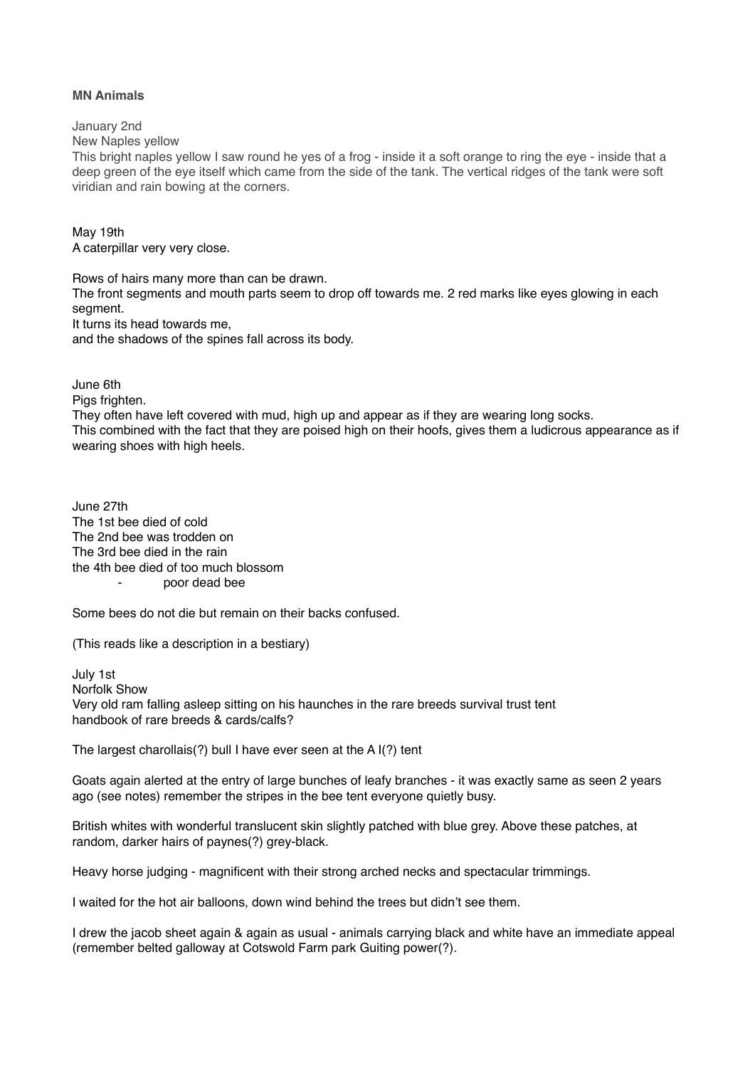**MN Animals**

January 2nd
New Naples yellow
This bright naples yellow I saw round he yes of a frog - inside it a soft orange to ring the eye - inside that a deep green of the eye itself which came from the side of the tank. The vertical ridges of the tank were soft viridian and rain bowing at the corners.

May 19th
A caterpillar very very close.

Rows of hairs many more than can be drawn.
The front segments and mouth parts seem to drop off towards me. 2 red marks like eyes glowing in each segment.
It turns its head towards me,
and the shadows of the spines fall across its body.

June 6th
Pigs frighten.
They often have left covered with mud, high up and appear as if they are wearing long socks.
This combined with the fact that they are poised high on their hoofs, gives them a ludicrous appearance as if wearing shoes with high heels.

June 27th
The 1st bee died of cold
The 2nd bee was trodden on
The 3rd bee died in the rain
the 4th bee died of too much blossom
- poor dead bee

Some bees do not die but remain on their backs confused.

(This reads like a description in a bestiary)

July 1st
Norfolk Show
Very old ram falling asleep sitting on his haunches in the rare breeds survival trust tent
handbook of rare breeds & cards/calfs?

The largest charollais(?) bull I have ever seen at the A I(?) tent

Goats again alerted at the entry of large bunches of leafy branches - it was exactly same as seen 2 years ago (see notes) remember the stripes in the bee tent everyone quietly busy.

British whites with wonderful translucent skin slightly patched with blue grey. Above these patches, at random, darker hairs of paynes(?) grey-black.

Heavy horse judging - magnificent with their strong arched necks and spectacular trimmings.

I waited for the hot air balloons, down wind behind the trees but didn't see them.

I drew the jacob sheet again & again as usual - animals carrying black and white have an immediate appeal (remember belted galloway at Cotswold Farm park Guiting power(?).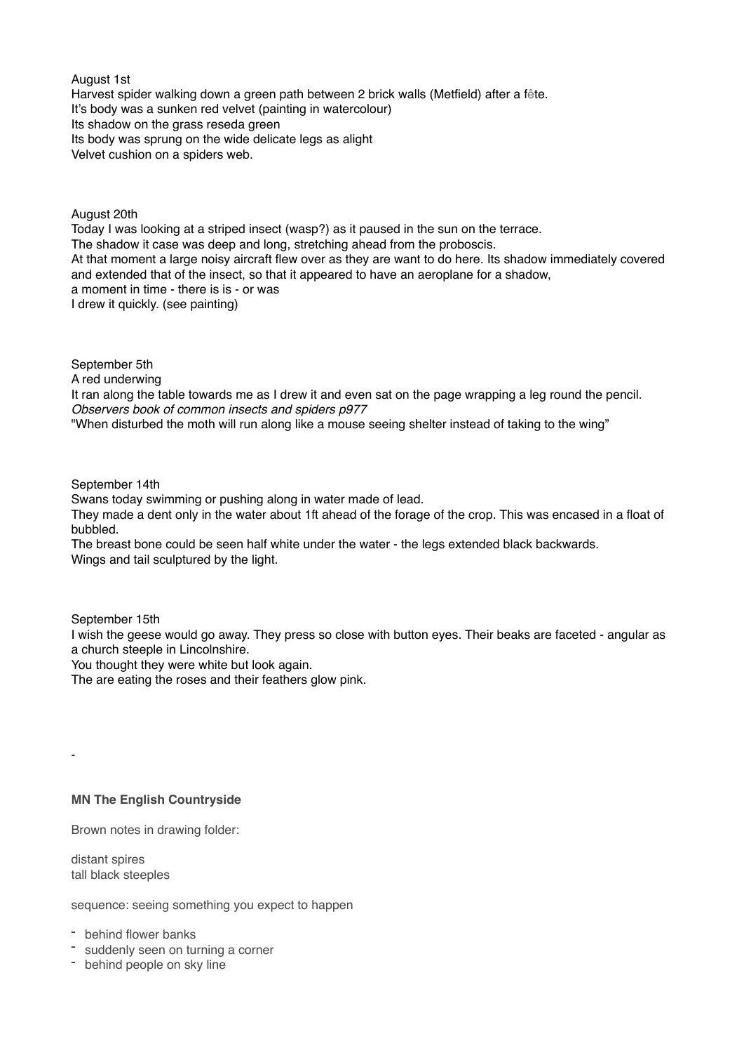August 1st
Harvest spider walking down a green path between 2 brick walls (Metfield) after a fête.
It's body was a sunken red velvet (painting in watercolour)
Its shadow on the grass reseda green
Its body was sprung on the wide delicate legs as alight
Velvet cushion on a spiders web.

August 20th
Today I was looking at a striped insect (wasp?) as it paused in the sun on the terrace.
The shadow it case was deep and long, stretching ahead from the proboscis.
At that moment a large noisy aircraft flew over as they are want to do here. Its shadow immediately covered and extended that of the insect, so that it appeared to have an aeroplane for a shadow,
a moment in time - there is is - or was
I drew it quickly. (see painting)

September 5th
A red underwing
It ran along the table towards me as I drew it and even sat on the page wrapping a leg round the pencil.
*Observers book of common insects and spiders p977*
"When disturbed the moth will run along like a mouse seeing shelter instead of taking to the wing"

September 14th
Swans today swimming or pushing along in water made of lead.
They made a dent only in the water about 1ft ahead of the forage of the crop. This was encased in a float of bubbled.
The breast bone could be seen half white under the water - the legs extended black backwards.
Wings and tail sculptured by the light.

September 15th
I wish the geese would go away. They press so close with button eyes. Their beaks are faceted - angular as a church steeple in Lincolnshire.
You thought they were white but look again.
The are eating the roses and their feathers glow pink.

-

**MN The English Countryside**

Brown notes in drawing folder:

distant spires
tall black steeples

sequence: seeing something you expect to happen

- behind flower banks
- suddenly seen on turning a corner
- behind people on sky line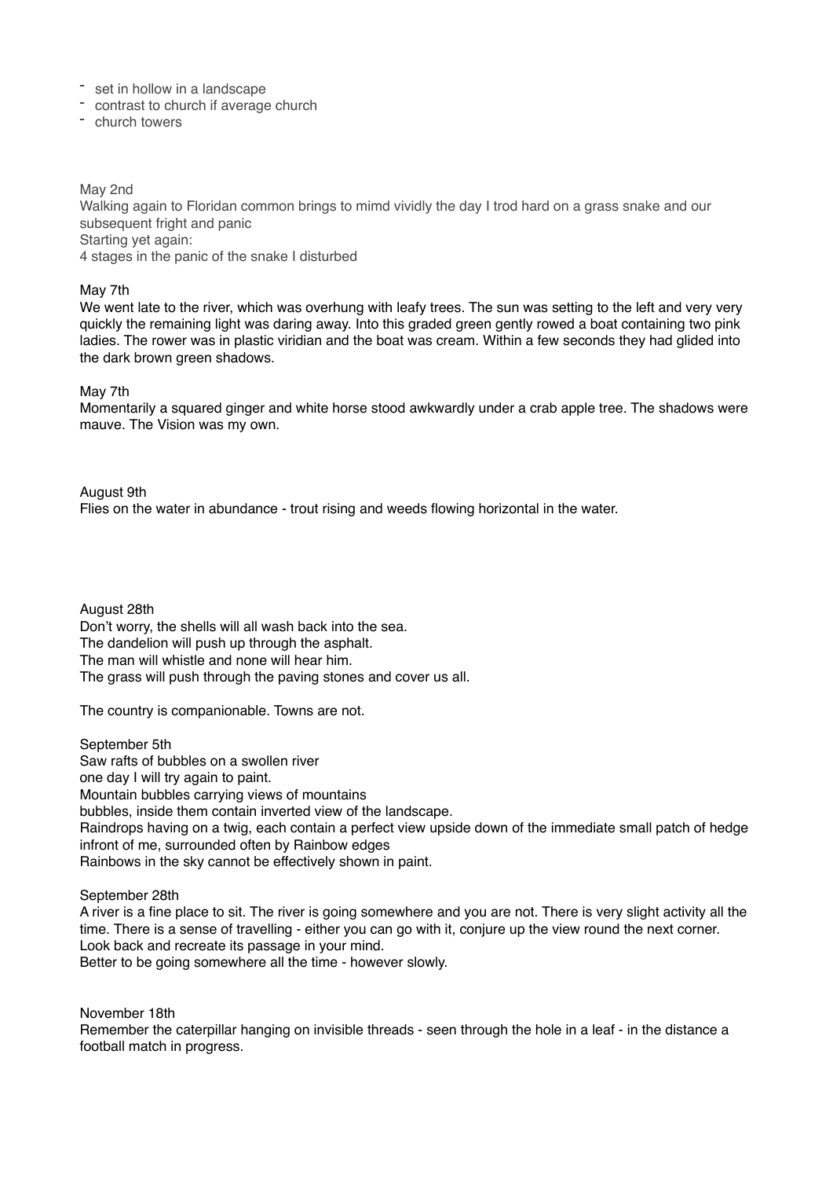- set in hollow in a landscape
- contrast to church if average church
- church towers

May 2nd
Walking again to Floridan common brings to mimd vividly the day I trod hard on a grass snake and our subsequent fright and panic
Starting yet again:
4 stages in the panic of the snake I disturbed

May 7th
We went late to the river, which was overhung with leafy trees. The sun was setting to the left and very very quickly the remaining light was daring away. Into this graded green gently rowed a boat containing two pink ladies. The rower was in plastic viridian and the boat was cream. Within a few seconds they had glided into the dark brown green shadows.

May 7th
Momentarily a squared ginger and white horse stood awkwardly under a crab apple tree. The shadows were mauve. The Vision was my own.

August 9th
Flies on the water in abundance - trout rising and weeds flowing horizontal in the water.

August 28th
Don't worry, the shells will all wash back into the sea.
The dandelion will push up through the asphalt.
The man will whistle and none will hear him.
The grass will push through the paving stones and cover us all.

The country is companionable. Towns are not.

September 5th
Saw rafts of bubbles on a swollen river
one day I will try again to paint.
Mountain bubbles carrying views of mountains
bubbles, inside them contain inverted view of the landscape.
Raindrops having on a twig, each contain a perfect view upside down of the immediate small patch of hedge infront of me, surrounded often by Rainbow edges
Rainbows in the sky cannot be effectively shown in paint.

September 28th
A river is a fine place to sit. The river is going somewhere and you are not. There is very slight activity all the time. There is a sense of travelling - either you can go with it, conjure up the view round the next corner. Look back and recreate its passage in your mind.
Better to be going somewhere all the time - however slowly.

November 18th
Remember the caterpillar hanging on invisible threads - seen through the hole in a leaf - in the distance a football match in progress.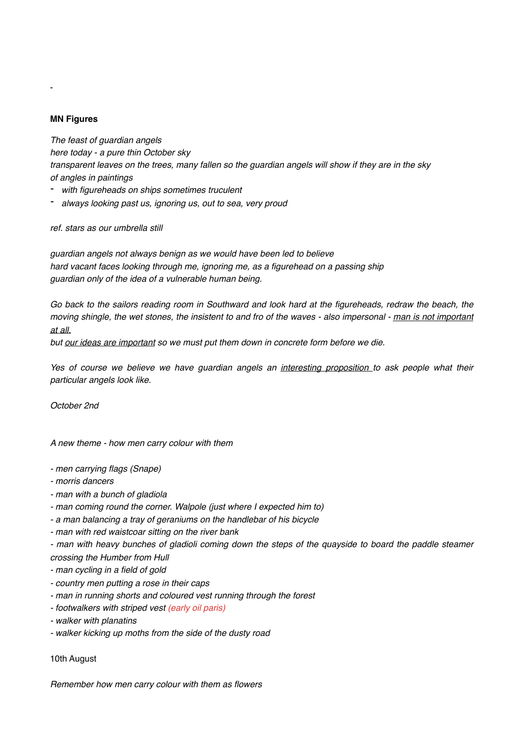-

**MN Figures**

*The feast of guardian angels*
*here today - a pure thin October sky*
*transparent leaves on the trees, many fallen so the guardian angels will show if they are in the sky*
*of angles in paintings*

- *with figureheads on ships sometimes truculent*
- *always looking past us, ignoring us, out to sea, very proud*

*ref. stars as our umbrella still*

*guardian angels not always benign as we would have been led to believe*
*hard vacant faces looking through me, ignoring me, as a figurehead on a passing ship*
*guardian only of the idea of a vulnerable human being.*

*Go back to the sailors reading room in Southward and look hard at the figureheads, redraw the beach, the moving shingle, the wet stones, the insistent to and fro of the waves - also impersonal - <u>man is not important at all.</u>*
*but <u>our ideas are important</u> so we must put them down in concrete form before we die.*

*Yes of course we believe we have guardian angels an <u>interesting proposition</u> to ask people what their particular angels look like.*

*October 2nd*

*A new theme - how men carry colour with them*

- *men carrying flags (Snape)*
- *morris dancers*
- *man with a bunch of gladiola*
- *man coming round the corner. Walpole (just where I expected him to)*
- *a man balancing a tray of geraniums on the handlebar of his bicycle*
- *man with red waistcoar sitting on the river bank*
- *man with heavy bunches of gladioli coming down the steps of the quayside to board the paddle steamer crossing the Humber from Hull*
- *man cycling in a field of gold*
- *country men putting a rose in their caps*
- *man in running shorts and coloured vest running through the forest*
- *footwalkers with striped vest (early oil paris)*
- *walker with planatins*
- *walker kicking up moths from the side of the dusty road*

10th August

*Remember how men carry colour with them as flowers*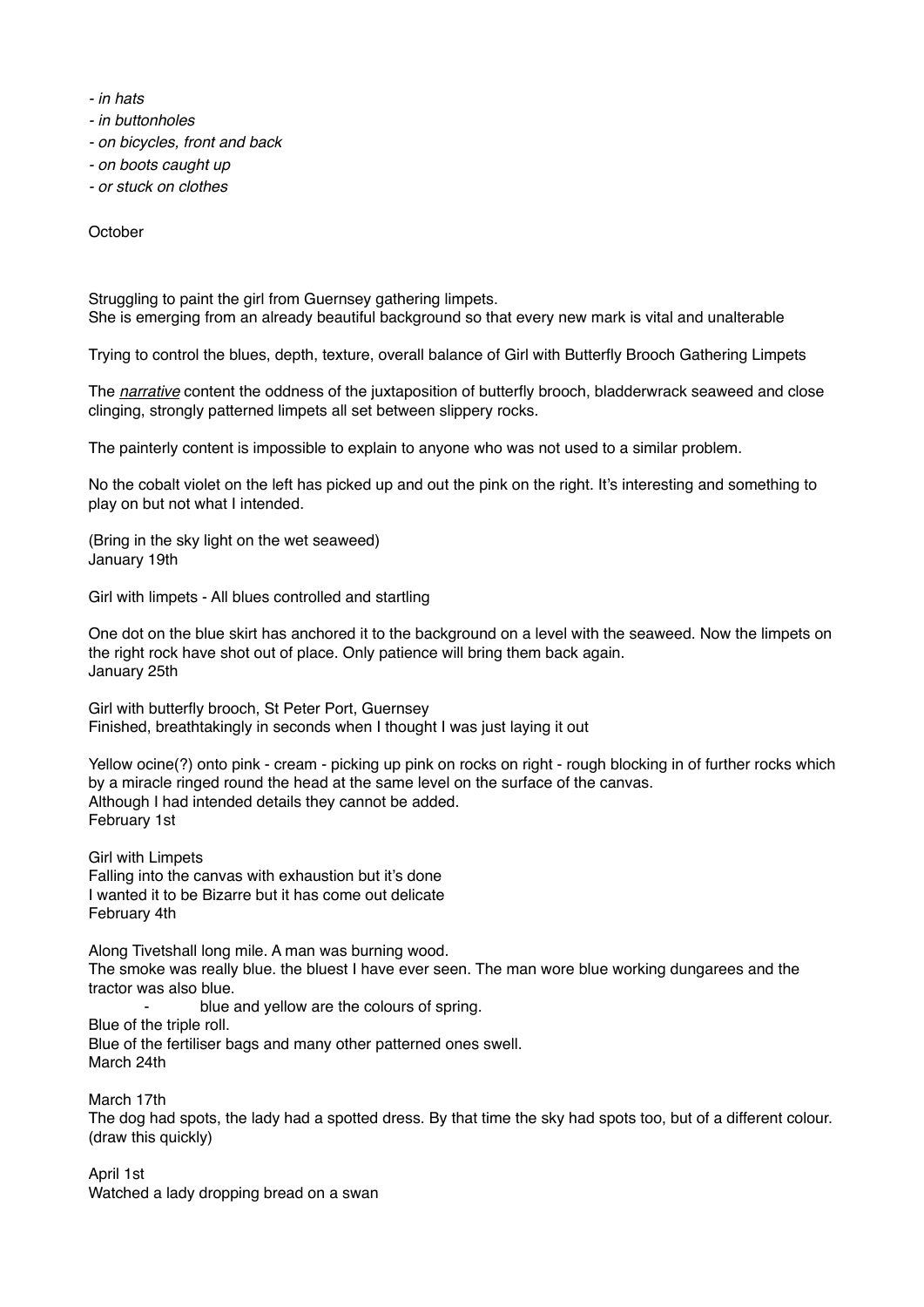*- in hats*
*- in buttonholes*
*- on bicycles, front and back*
*- on boots caught up*
*- or stuck on clothes*

October

Struggling to paint the girl from Guernsey gathering limpets.
She is emerging from an already beautiful background so that every new mark is vital and unalterable

Trying to control the blues, depth, texture, overall balance of Girl with Butterfly Brooch Gathering Limpets

The ***narrative*** content the oddness of the juxtaposition of butterfly brooch, bladderwrack seaweed and close clinging, strongly patterned limpets all set between slippery rocks.

The painterly content is impossible to explain to anyone who was not used to a similar problem.

No the cobalt violet on the left has picked up and out the pink on the right. It's interesting and something to play on but not what I intended.

(Bring in the sky light on the wet seaweed)
January 19th

Girl with limpets - All blues controlled and startling

One dot on the blue skirt has anchored it to the background on a level with the seaweed. Now the limpets on the right rock have shot out of place. Only patience will bring them back again.
January 25th

Girl with butterfly brooch, St Peter Port, Guernsey
Finished, breathtakingly in seconds when I thought I was just laying it out

Yellow ocine(?) onto pink - cream - picking up pink on rocks on right - rough blocking in of further rocks which by a miracle ringed round the head at the same level on the surface of the canvas.
Although I had intended details they cannot be added.
February 1st

Girl with Limpets
Falling into the canvas with exhaustion but it's done
I wanted it to be Bizarre but it has come out delicate
February 4th

Along Tivetshall long mile. A man was burning wood.
The smoke was really blue. the bluest I have ever seen. The man wore blue working dungarees and the tractor was also blue.
- blue and yellow are the colours of spring.

Blue of the triple roll.
Blue of the fertiliser bags and many other patterned ones swell.
March 24th

March 17th
The dog had spots, the lady had a spotted dress. By that time the sky had spots too, but of a different colour. (draw this quickly)

April 1st
Watched a lady dropping bread on a swan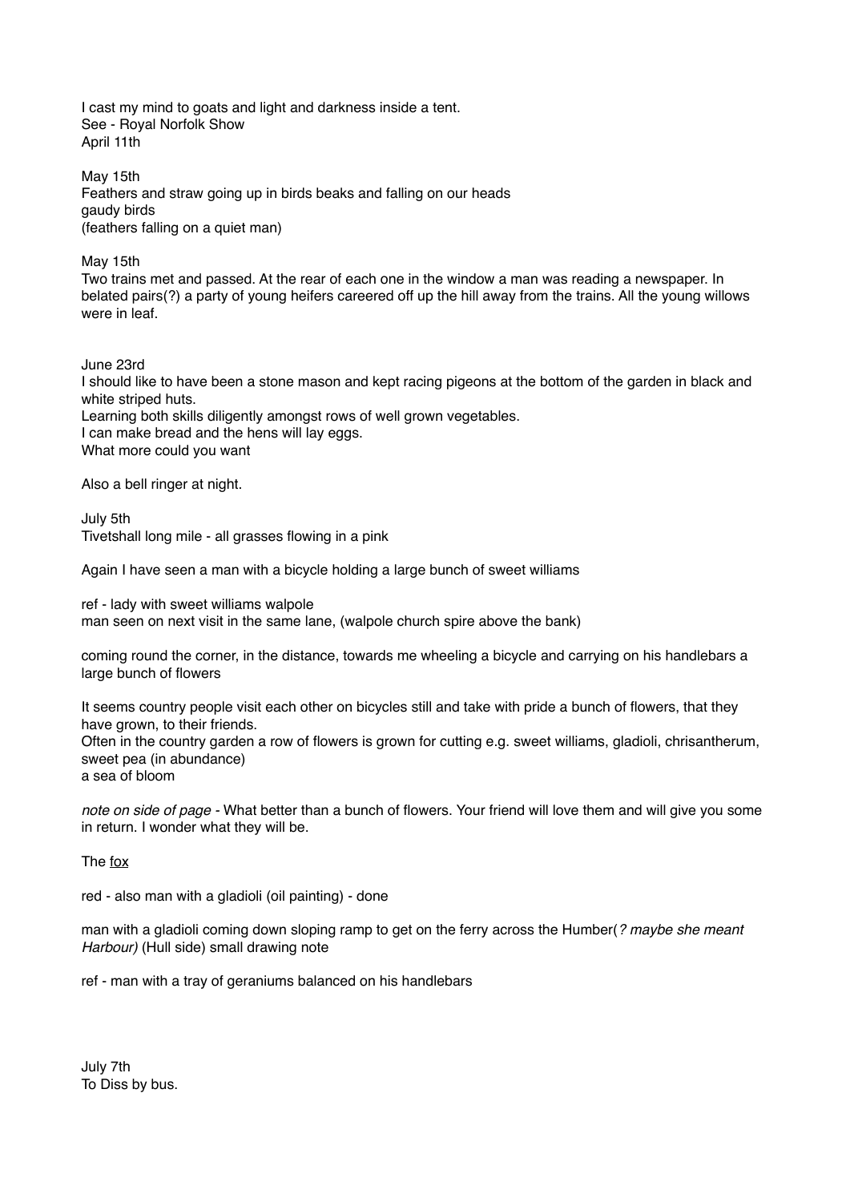I cast my mind to goats and light and darkness inside a tent.
See - Royal Norfolk Show
April 11th

May 15th
Feathers and straw going up in birds beaks and falling on our heads
gaudy birds
(feathers falling on a quiet man)

May 15th
Two trains met and passed. At the rear of each one in the window a man was reading a newspaper. In belated pairs(?) a party of young heifers careered off up the hill away from the trains. All the young willows were in leaf.

June 23rd
I should like to have been a stone mason and kept racing pigeons at the bottom of the garden in black and white striped huts.
Learning both skills diligently amongst rows of well grown vegetables.
I can make bread and the hens will lay eggs.
What more could you want

Also a bell ringer at night.

July 5th
Tivetshall long mile - all grasses flowing in a pink

Again I have seen a man with a bicycle holding a large bunch of sweet williams

ref - lady with sweet williams walpole
man seen on next visit in the same lane, (walpole church spire above the bank)

coming round the corner, in the distance, towards me wheeling a bicycle and carrying on his handlebars a large bunch of flowers

It seems country people visit each other on bicycles still and take with pride a bunch of flowers, that they have grown, to their friends.
Often in the country garden a row of flowers is grown for cutting e.g. sweet williams, gladioli, chrisantherum, sweet pea (in abundance)
a sea of bloom

*note on side of page* - What better than a bunch of flowers. Your friend will love them and will give you some in return. I wonder what they will be.

The <u>fox</u>

red - also man with a gladioli (oil painting) - done

man with a gladioli coming down sloping ramp to get on the ferry across the Humber(*? maybe she meant Harbour)* (Hull side) small drawing note

ref - man with a tray of geraniums balanced on his handlebars

July 7th
To Diss by bus.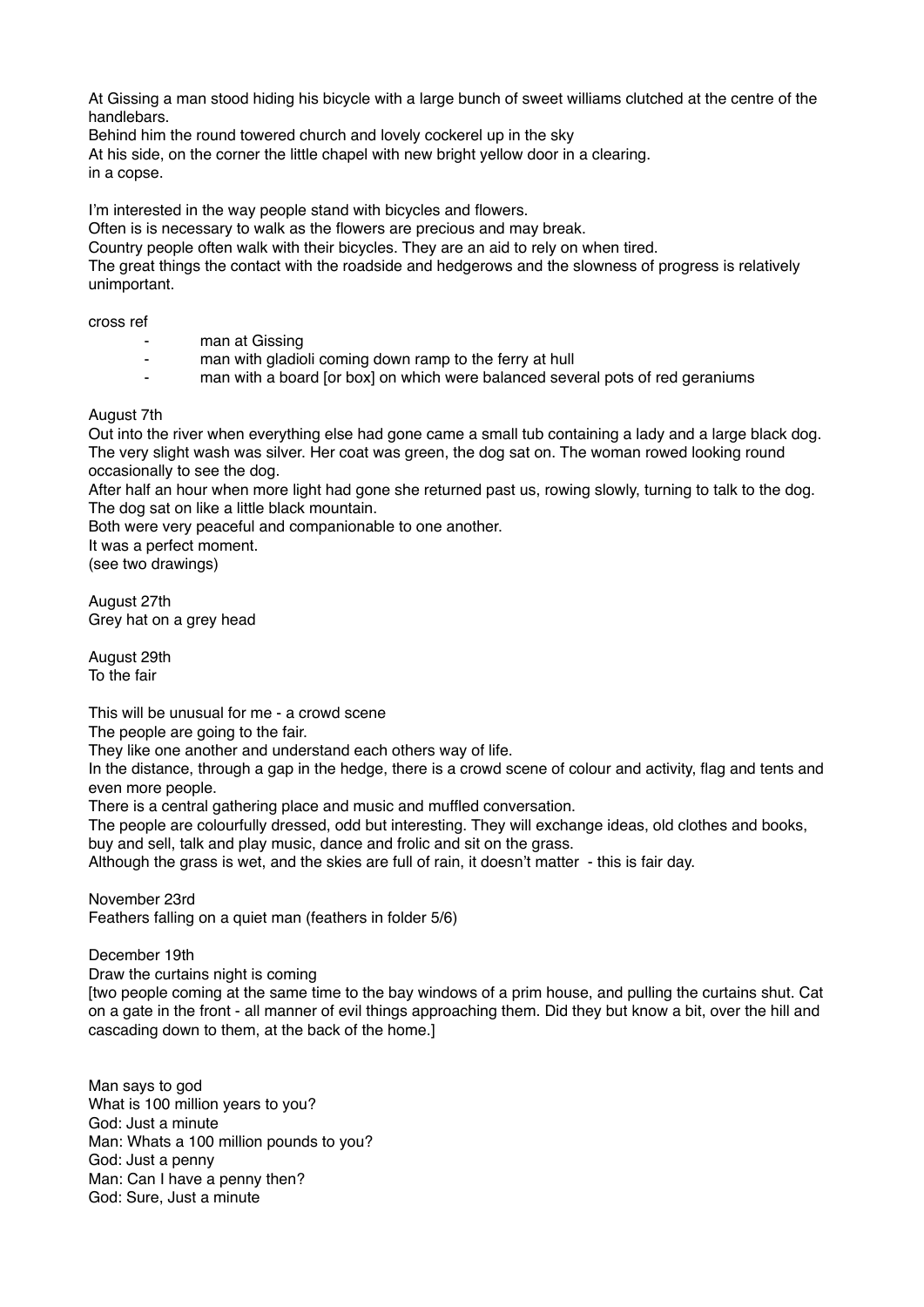At Gissing a man stood hiding his bicycle with a large bunch of sweet williams clutched at the centre of the handlebars.
Behind him the round towered church and lovely cockerel up in the sky
At his side, on the corner the little chapel with new bright yellow door in a clearing.
in a copse.

I'm interested in the way people stand with bicycles and flowers.
Often is is necessary to walk as the flowers are precious and may break.
Country people often walk with their bicycles. They are an aid to rely on when tired.
The great things the contact with the roadside and hedgerows and the slowness of progress is relatively unimportant.

cross ref

- man at Gissing
- man with gladioli coming down ramp to the ferry at hull
- man with a board [or box] on which were balanced several pots of red geraniums

August 7th
Out into the river when everything else had gone came a small tub containing a lady and a large black dog. The very slight wash was silver. Her coat was green, the dog sat on. The woman rowed looking round occasionally to see the dog.
After half an hour when more light had gone she returned past us, rowing slowly, turning to talk to the dog. The dog sat on like a little black mountain.
Both were very peaceful and companionable to one another.
It was a perfect moment.
(see two drawings)

August 27th
Grey hat on a grey head

August 29th
To the fair

This will be unusual for me - a crowd scene
The people are going to the fair.
They like one another and understand each others way of life.
In the distance, through a gap in the hedge, there is a crowd scene of colour and activity, flag and tents and even more people.
There is a central gathering place and music and muffled conversation.
The people are colourfully dressed, odd but interesting. They will exchange ideas, old clothes and books, buy and sell, talk and play music, dance and frolic and sit on the grass.
Although the grass is wet, and the skies are full of rain, it doesn't matter - this is fair day.

November 23rd
Feathers falling on a quiet man (feathers in folder 5/6)

December 19th
Draw the curtains night is coming
[two people coming at the same time to the bay windows of a prim house, and pulling the curtains shut. Cat on a gate in the front - all manner of evil things approaching them. Did they but know a bit, over the hill and cascading down to them, at the back of the home.]

Man says to god
What is 100 million years to you?
God: Just a minute
Man: Whats a 100 million pounds to you?
God: Just a penny
Man: Can I have a penny then?
God: Sure, Just a minute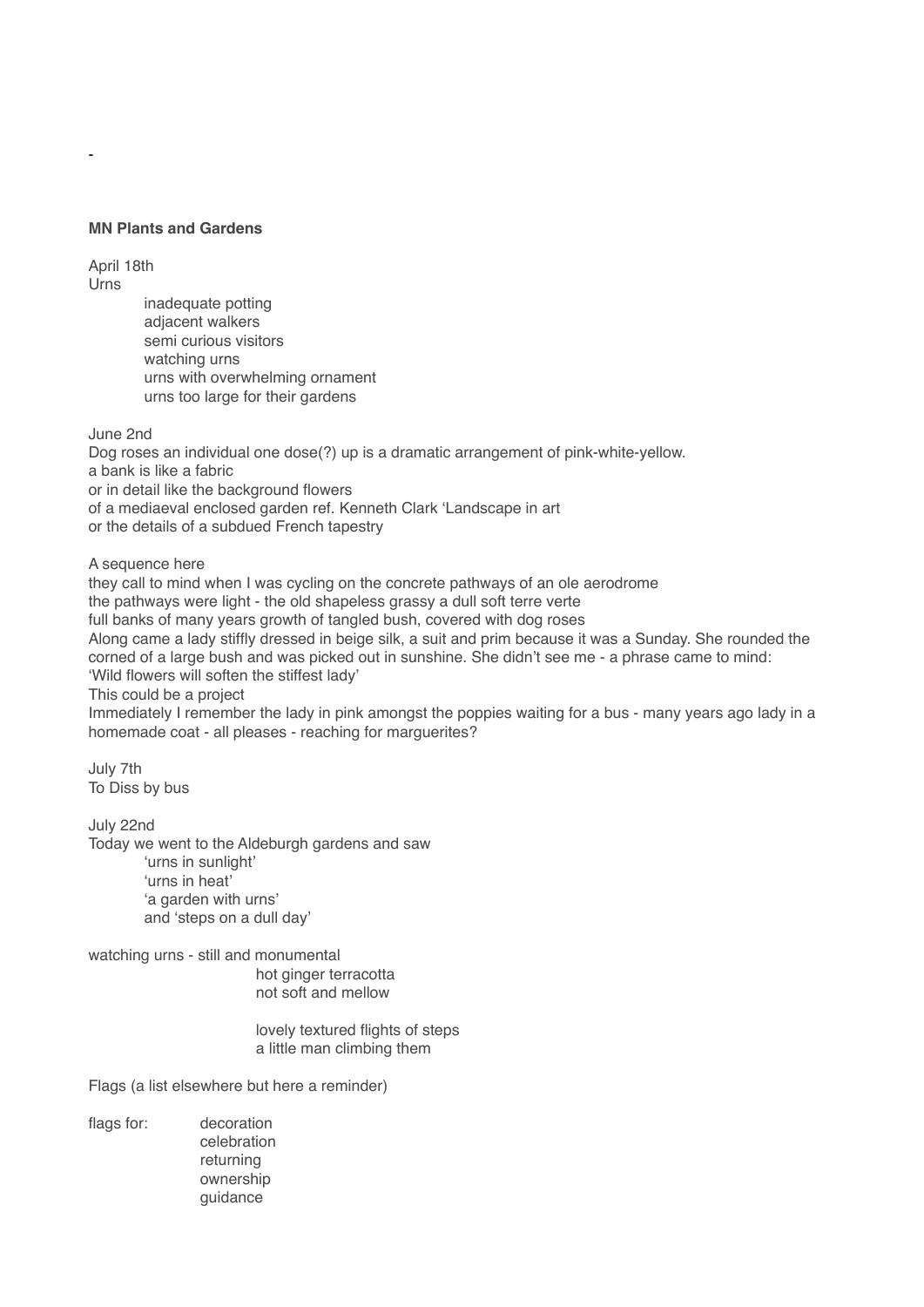-

**MN Plants and Gardens**

April 18th
Urns

inadequate potting
adjacent walkers
semi curious visitors
watching urns
urns with overwhelming ornament
urns too large for their gardens

June 2nd
Dog roses an individual one dose(?) up is a dramatic arrangement of pink-white-yellow.
a bank is like a fabric
or in detail like the background flowers
of a mediaeval enclosed garden ref. Kenneth Clark 'Landscape in art
or the details of a subdued French tapestry

A sequence here
they call to mind when I was cycling on the concrete pathways of an ole aerodrome
the pathways were light - the old shapeless grassy a dull soft terre verte
full banks of many years growth of tangled bush, covered with dog roses
Along came a lady stiffly dressed in beige silk, a suit and prim because it was a Sunday. She rounded the corned of a large bush and was picked out in sunshine. She didn't see me - a phrase came to mind: 'Wild flowers will soften the stiffest lady'
This could be a project
Immediately I remember the lady in pink amongst the poppies waiting for a bus - many years ago lady in a homemade coat - all pleases - reaching for marguerites?

July 7th
To Diss by bus

July 22nd
Today we went to the Aldeburgh gardens and saw

'urns in sunlight'
'urns in heat'
'a garden with urns'
and 'steps on a dull day'

watching urns - still and monumental

hot ginger terracotta
not soft and mellow

lovely textured flights of steps
a little man climbing them

Flags (a list elsewhere but here a reminder)

flags for: decoration
celebration
returning
ownership
guidance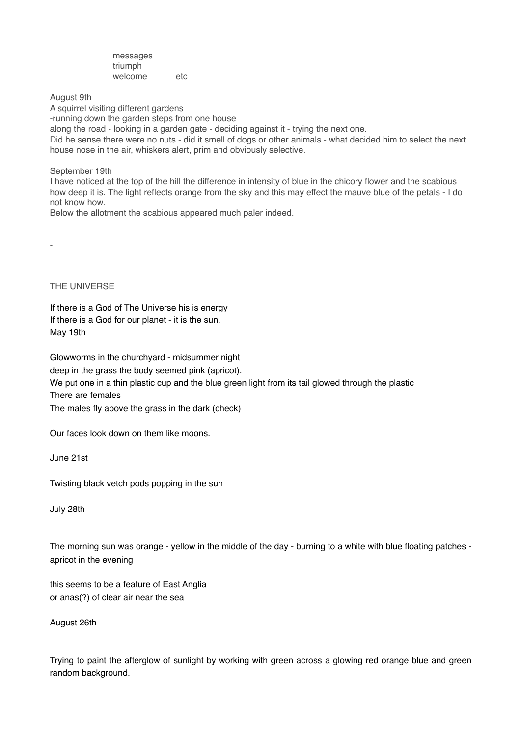messages
triumph
welcome etc

August 9th
A squirrel visiting different gardens
-running down the garden steps from one house
along the road - looking in a garden gate - deciding against it - trying the next one.
Did he sense there were no nuts - did it smell of dogs or other animals - what decided him to select the next house nose in the air, whiskers alert, prim and obviously selective.

September 19th
I have noticed at the top of the hill the difference in intensity of blue in the chicory flower and the scabious how deep it is. The light reflects orange from the sky and this may effect the mauve blue of the petals - I do not know how.
Below the allotment the scabious appeared much paler indeed.

-

THE UNIVERSE

If there is a God of The Universe his is energy
If there is a God for our planet - it is the sun.
May 19th

Glowworms in the churchyard - midsummer night
deep in the grass the body seemed pink (apricot).
We put one in a thin plastic cup and the blue green light from its tail glowed through the plastic
There are females
The males fly above the grass in the dark (check)

Our faces look down on them like moons.

June 21st

Twisting black vetch pods popping in the sun

July 28th

The morning sun was orange - yellow in the middle of the day - burning to a white with blue floating patches - apricot in the evening

this seems to be a feature of East Anglia
or anas(?) of clear air near the sea

August 26th

Trying to paint the afterglow of sunlight by working with green across a glowing red orange blue and green random background.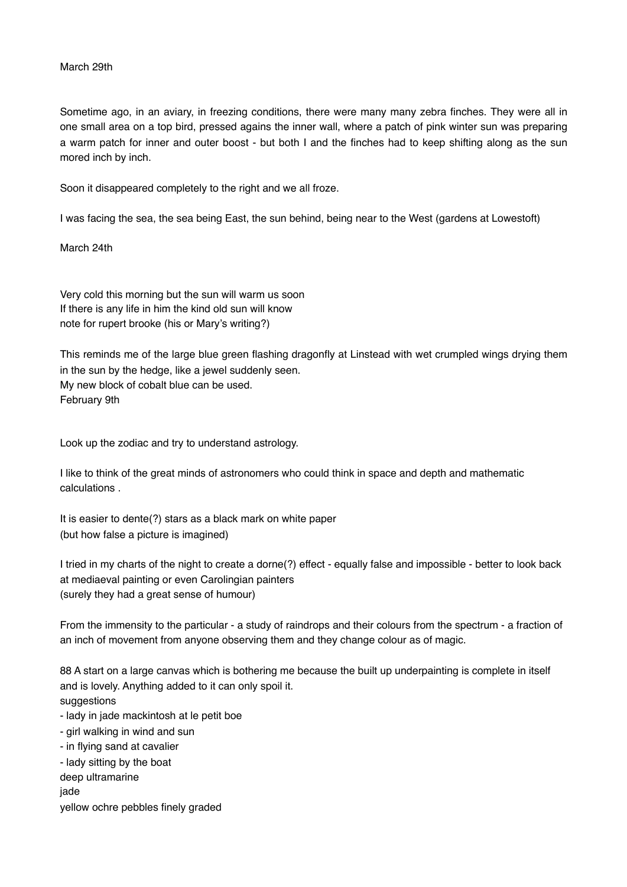March 29th

Sometime ago, in an aviary, in freezing conditions, there were many many zebra finches. They were all in one small area on a top bird, pressed agains the inner wall, where a patch of pink winter sun was preparing a warm patch for inner and outer boost - but both I and the finches had to keep shifting along as the sun mored inch by inch.

Soon it disappeared completely to the right and we all froze.

I was facing the sea, the sea being East, the sun behind, being near to the West (gardens at Lowestoft)

March 24th

Very cold this morning but the sun will warm us soon
If there is any life in him the kind old sun will know
note for rupert brooke (his or Mary's writing?)

This reminds me of the large blue green flashing dragonfly at Linstead with wet crumpled wings drying them in the sun by the hedge, like a jewel suddenly seen.
My new block of cobalt blue can be used.
February 9th

Look up the zodiac and try to understand astrology.

I like to think of the great minds of astronomers who could think in space and depth and mathematic calculations .

It is easier to dente(?) stars as a black mark on white paper
(but how false a picture is imagined)

I tried in my charts of the night to create a dorne(?) effect - equally false and impossible - better to look back at mediaeval painting or even Carolingian painters
(surely they had a great sense of humour)

From the immensity to the particular - a study of raindrops and their colours from the spectrum - a fraction of an inch of movement from anyone observing them and they change colour as of magic.

88 A start on a large canvas which is bothering me because the built up underpainting is complete in itself and is lovely. Anything added to it can only spoil it.
suggestions
- lady in jade mackintosh at le petit boe
- girl walking in wind and sun
- in flying sand at cavalier
- lady sitting by the boat

deep ultramarine
jade
yellow ochre pebbles finely graded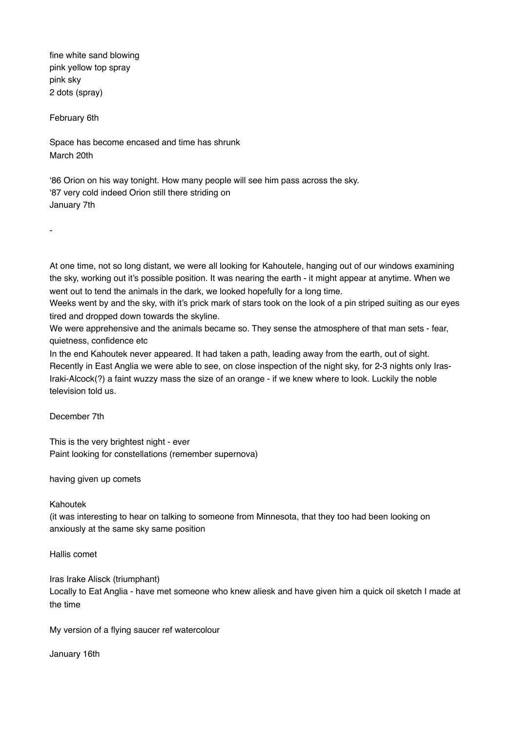fine white sand blowing
pink yellow top spray
pink sky
2 dots (spray)

February 6th

Space has become encased and time has shrunk
March 20th

'86 Orion on his way tonight. How many people will see him pass across the sky.
'87 very cold indeed Orion still there striding on
January 7th

-

At one time, not so long distant, we were all looking for Kahoutele, hanging out of our windows examining the sky, working out it's possible position. It was nearing the earth - it might appear at anytime. When we went out to tend the animals in the dark, we looked hopefully for a long time.
Weeks went by and the sky, with it's prick mark of stars took on the look of a pin striped suiting as our eyes tired and dropped down towards the skyline.
We were apprehensive and the animals became so. They sense the atmosphere of that man sets - fear, quietness, confidence etc
In the end Kahoutek never appeared. It had taken a path, leading away from the earth, out of sight.
Recently in East Anglia we were able to see, on close inspection of the night sky, for 2-3 nights only Iras-Iraki-Alcock(?) a faint wuzzy mass the size of an orange - if we knew where to look. Luckily the noble television told us.

December 7th

This is the very brightest night - ever
Paint looking for constellations (remember supernova)

having given up comets

Kahoutek
(it was interesting to hear on talking to someone from Minnesota, that they too had been looking on anxiously at the same sky same position

Hallis comet

Iras Irake Alisck (triumphant)
Locally to Eat Anglia - have met someone who knew aliesk and have given him a quick oil sketch I made at the time

My version of a flying saucer ref watercolour

January 16th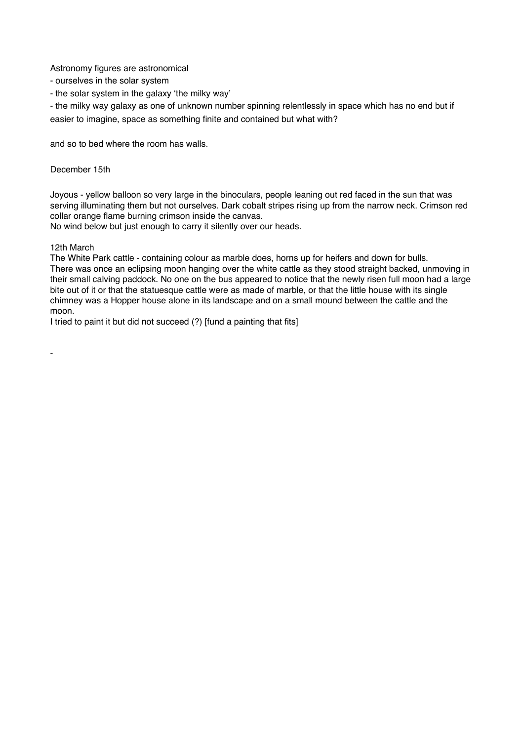Astronomy figures are astronomical

- ourselves in the solar system
- the solar system in the galaxy 'the milky way'
- the milky way galaxy as one of unknown number spinning relentlessly in space which has no end but if easier to imagine, space as something finite and contained but what with?

and so to bed where the room has walls.

December 15th

Joyous - yellow balloon so very large in the binoculars, people leaning out red faced in the sun that was serving illuminating them but not ourselves. Dark cobalt stripes rising up from the narrow neck. Crimson red collar orange flame burning crimson inside the canvas.
No wind below but just enough to carry it silently over our heads.

12th March
The White Park cattle - containing colour as marble does, horns up for heifers and down for bulls.
There was once an eclipsing moon hanging over the white cattle as they stood straight backed, unmoving in their small calving paddock. No one on the bus appeared to notice that the newly risen full moon had a large bite out of it or that the statuesque cattle were as made of marble, or that the little house with its single chimney was a Hopper house alone in its landscape and on a small mound between the cattle and the moon.
I tried to paint it but did not succeed (?) [fund a painting that fits]

-